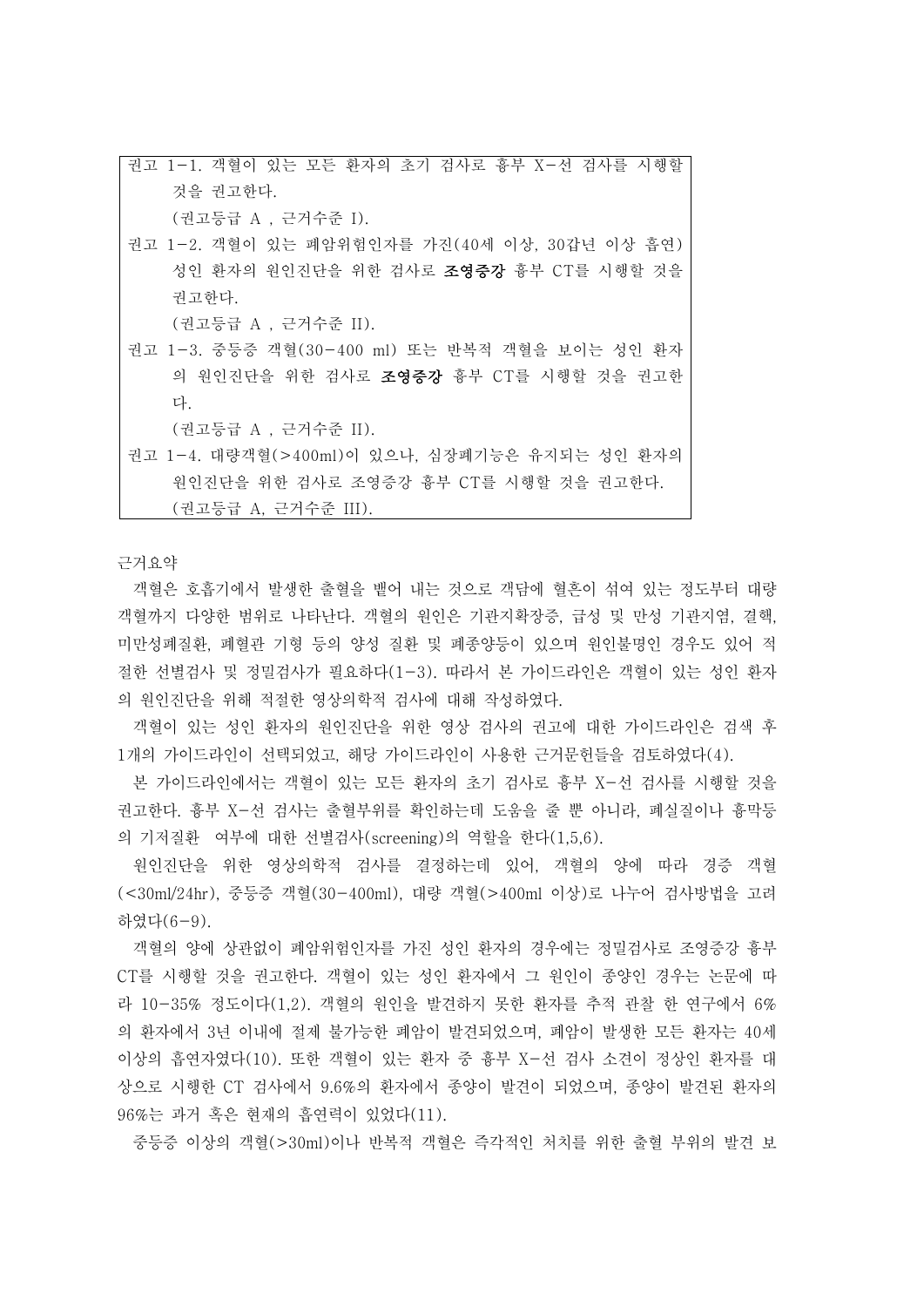권고 1-1. 객혈이 있는 모든 환자의 초기 검사로 흉부 X-선 검사를 시행할 것을 권고한다.
(권고등급 A , 근거수준 I).

권고 1-2. 객혈이 있는 폐암위험인자를 가진(40세 이상, 30갑년 이상 흡연) 성인 환자의 원인진단을 위한 검사로 **조영증강** 흉부 CT를 시행할 것을 권고한다.
(권고등급 A , 근거수준 II).

권고 1-3. 중등증 객혈(30-400 ml) 또는 반복적 객혈을 보이는 성인 환자의 원인진단을 위한 검사로 **조영증강** 흉부 CT를 시행할 것을 권고한다.
(권고등급 A , 근거수준 II).

권고 1-4. 대량객혈(>400ml)이 있으나, 심장폐기능은 유지되는 성인 환자의 원인진단을 위한 검사로 조영증강 흉부 CT를 시행할 것을 권고한다.
(권고등급 A, 근거수준 III).

근거요약

객혈은 호흡기에서 발생한 출혈을 뱉어 내는 것으로 객담에 혈흔이 섞여 있는 정도부터 대량 객혈까지 다양한 범위로 나타난다. 객혈의 원인은 기관지확장증, 급성 및 만성 기관지염, 결핵, 미만성폐질환, 폐혈관 기형 등의 양성 질환 및 폐종양등이 있으며 원인불명인 경우도 있어 적절한 선별검사 및 정밀검사가 필요하다(1-3). 따라서 본 가이드라인은 객혈이 있는 성인 환자의 원인진단을 위해 적절한 영상의학적 검사에 대해 작성하였다.

객혈이 있는 성인 환자의 원인진단을 위한 영상 검사의 권고에 대한 가이드라인은 검색 후 1개의 가이드라인이 선택되었고, 해당 가이드라인이 사용한 근거문헌들을 검토하였다(4).

본 가이드라인에서는 객혈이 있는 모든 환자의 초기 검사로 흉부 X-선 검사를 시행할 것을 권고한다. 흉부 X-선 검사는 출혈부위를 확인하는데 도움을 줄 뿐 아니라, 폐실질이나 흉막등의 기저질환 여부에 대한 선별검사(screening)의 역할을 한다(1,5,6).

원인진단을 위한 영상의학적 검사를 결정하는데 있어, 객혈의 양에 따라 경증 객혈(<30ml/24hr), 중등증 객혈(30-400ml), 대량 객혈(>400ml 이상)로 나누어 검사방법을 고려하였다(6-9).

객혈의 양에 상관없이 폐암위험인자를 가진 성인 환자의 경우에는 정밀검사로 조영증강 흉부 CT를 시행할 것을 권고한다. 객혈이 있는 성인 환자에서 그 원인이 종양인 경우는 논문에 따라 10-35% 정도이다(1,2). 객혈의 원인을 발견하지 못한 환자를 추적 관찰 한 연구에서 6%의 환자에서 3년 이내에 절제 불가능한 폐암이 발견되었으며, 폐암이 발생한 모든 환자는 40세 이상의 흡연자였다(10). 또한 객혈이 있는 환자 중 흉부 X-선 검사 소견이 정상인 환자를 대상으로 시행한 CT 검사에서 9.6%의 환자에서 종양이 발견이 되었으며, 종양이 발견된 환자의 96%는 과거 혹은 현재의 흡연력이 있었다(11).

중등증 이상의 객혈(>30ml)이나 반복적 객혈은 즉각적인 처치를 위한 출혈 부위의 발견 보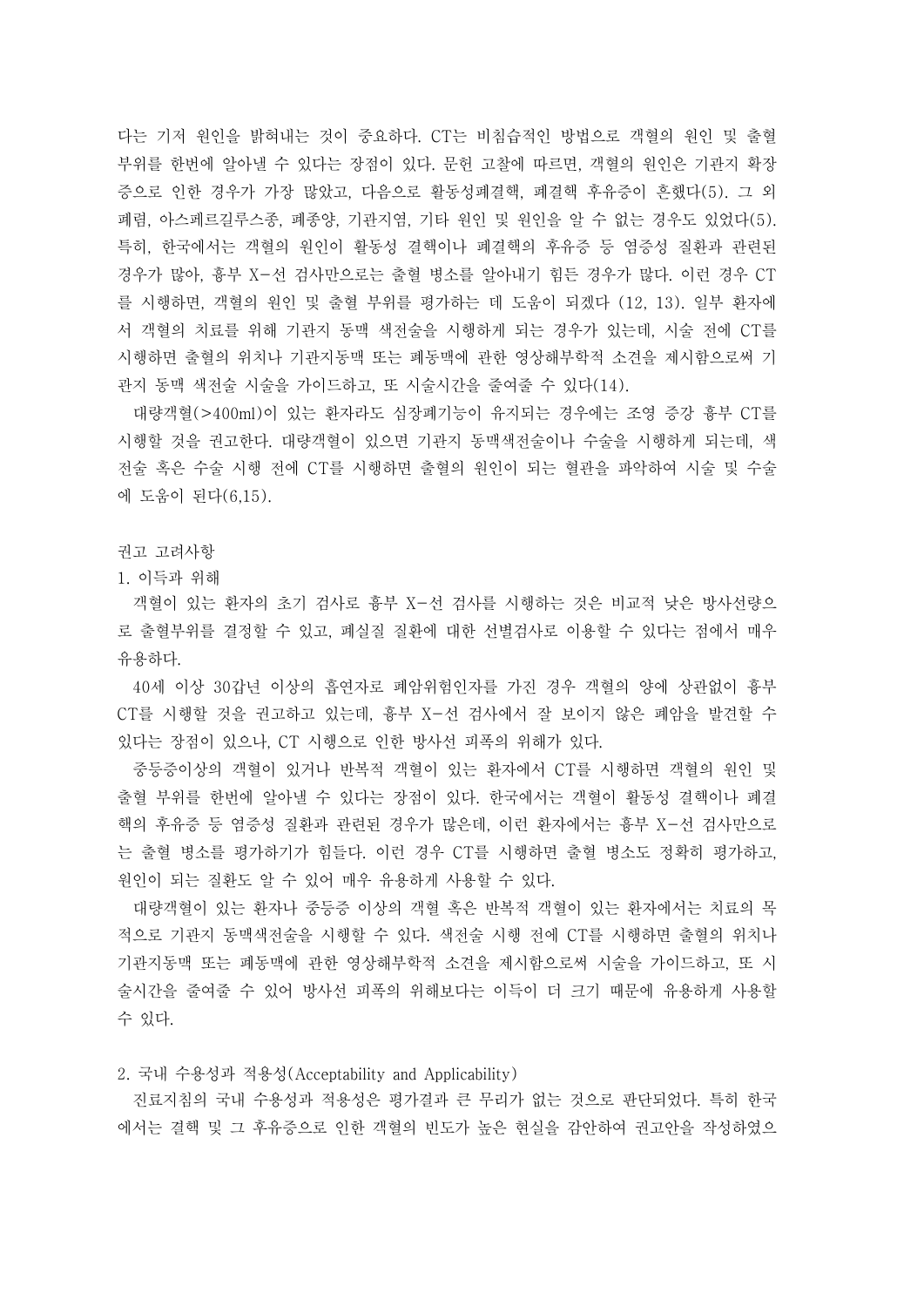다는 기저 원인을 밝혀내는 것이 중요하다. CT는 비침습적인 방법으로 객혈의 원인 및 출혈 부위를 한번에 알아낼 수 있다는 장점이 있다. 문헌 고찰에 따르면, 객혈의 원인은 기관지 확장증으로 인한 경우가 가장 많았고, 다음으로 활동성폐결핵, 폐결핵 후유증이 흔했다(5). 그 외 폐렴, 아스페르길루스종, 폐종양, 기관지염, 기타 원인 및 원인을 알 수 없는 경우도 있었다(5). 특히, 한국에서는 객혈의 원인이 활동성 결핵이나 폐결핵의 후유증 등 염증성 질환과 관련된 경우가 많아, 흉부 X-선 검사만으로는 출혈 병소를 알아내기 힘든 경우가 많다. 이런 경우 CT를 시행하면, 객혈의 원인 및 출혈 부위를 평가하는 데 도움이 되겠다 (12, 13). 일부 환자에서 객혈의 치료를 위해 기관지 동맥 색전술을 시행하게 되는 경우가 있는데, 시술 전에 CT를 시행하면 출혈의 위치나 기관지동맥 또는 폐동맥에 관한 영상해부학적 소견을 제시함으로써 기관지 동맥 색전술 시술을 가이드하고, 또 시술시간을 줄여줄 수 있다(14).

대량객혈(>400ml)이 있는 환자라도 심장폐기능이 유지되는 경우에는 조영 증강 흉부 CT를 시행할 것을 권고한다. 대량객혈이 있으면 기관지 동맥색전술이나 수술을 시행하게 되는데, 색전술 혹은 수술 시행 전에 CT를 시행하면 출혈의 원인이 되는 혈관을 파악하여 시술 및 수술에 도움이 된다(6,15).

권고 고려사항

1. 이득과 위해

객혈이 있는 환자의 초기 검사로 흉부 X-선 검사를 시행하는 것은 비교적 낮은 방사선량으로 출혈부위를 결정할 수 있고, 폐실질 질환에 대한 선별검사로 이용할 수 있다는 점에서 매우 유용하다.

40세 이상 30갑년 이상의 흡연자로 폐암위험인자를 가진 경우 객혈의 양에 상관없이 흉부 CT를 시행할 것을 권고하고 있는데, 흉부 X-선 검사에서 잘 보이지 않은 폐암을 발견할 수 있다는 장점이 있으나, CT 시행으로 인한 방사선 피폭의 위해가 있다.

중등증이상의 객혈이 있거나 반복적 객혈이 있는 환자에서 CT를 시행하면 객혈의 원인 및 출혈 부위를 한번에 알아낼 수 있다는 장점이 있다. 한국에서는 객혈이 활동성 결핵이나 폐결핵의 후유증 등 염증성 질환과 관련된 경우가 많은데, 이런 환자에서는 흉부 X-선 검사만으로는 출혈 병소를 평가하기가 힘들다. 이런 경우 CT를 시행하면 출혈 병소도 정확히 평가하고, 원인이 되는 질환도 알 수 있어 매우 유용하게 사용할 수 있다.

대량객혈이 있는 환자나 중등증 이상의 객혈 혹은 반복적 객혈이 있는 환자에서는 치료의 목적으로 기관지 동맥색전술을 시행할 수 있다. 색전술 시행 전에 CT를 시행하면 출혈의 위치나 기관지동맥 또는 폐동맥에 관한 영상해부학적 소견을 제시함으로써 시술을 가이드하고, 또 시술시간을 줄여줄 수 있어 방사선 피폭의 위해보다는 이득이 더 크기 때문에 유용하게 사용할 수 있다.

2. 국내 수용성과 적용성(Acceptability and Applicability)

진료지침의 국내 수용성과 적용성은 평가결과 큰 무리가 없는 것으로 판단되었다. 특히 한국에서는 결핵 및 그 후유증으로 인한 객혈의 빈도가 높은 현실을 감안하여 권고안을 작성하였으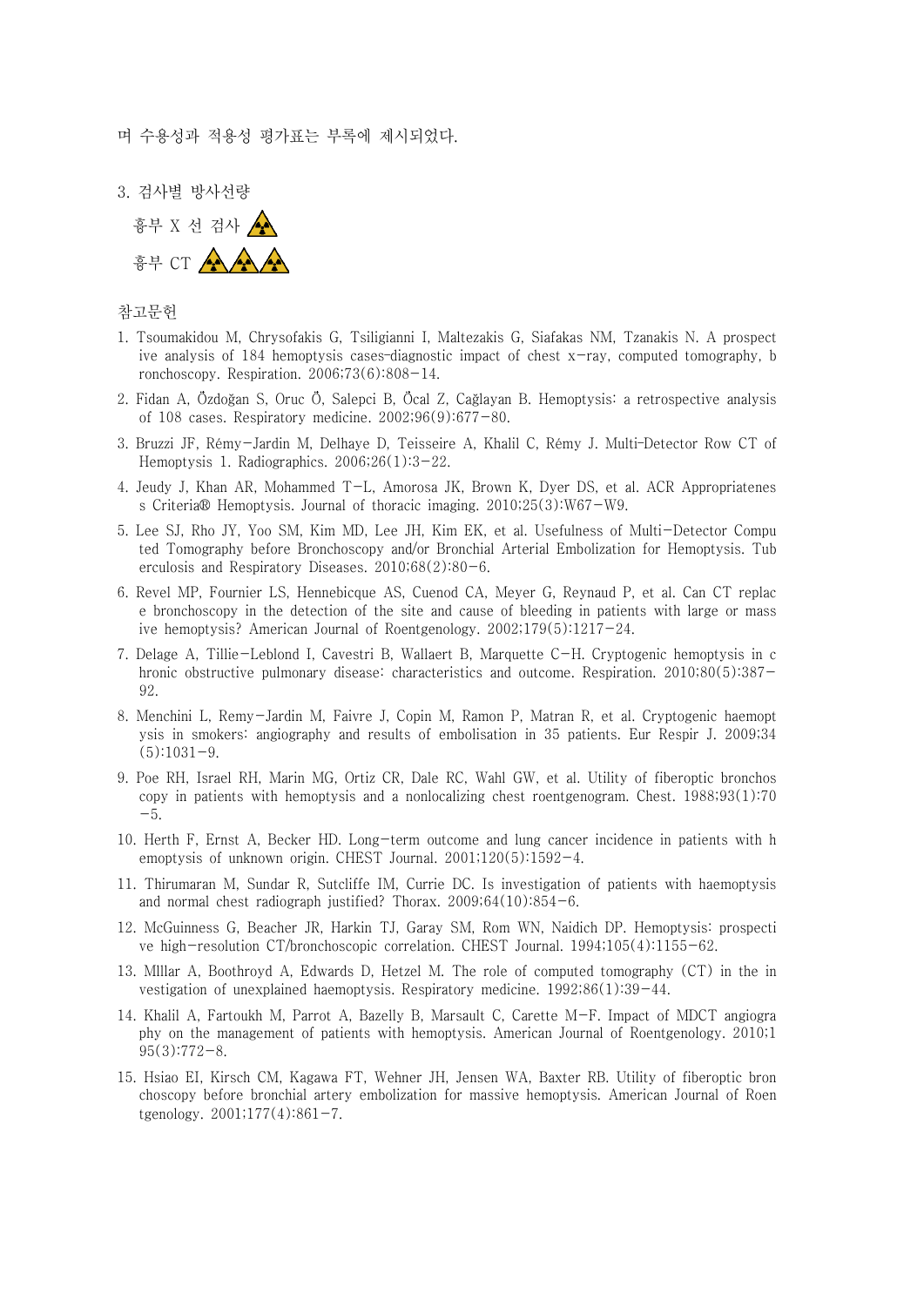며 수용성과 적용성 평가표는 부록에 제시되었다.

3. 검사별 방사선량

흉부 X 선 검사 ☢

흉부 CT ☢☢☢

참고문헌

1. Tsoumakidou M, Chrysofakis G, Tsiligianni I, Maltezakis G, Siafakas NM, Tzanakis N. A prospective analysis of 184 hemoptysis cases-diagnostic impact of chest x-ray, computed tomography, bronchoscopy. Respiration. 2006;73(6):808-14.
2. Fidan A, Özdoğan S, Oruc Ö, Salepci B, Öcal Z, Cağlayan B. Hemoptysis: a retrospective analysis of 108 cases. Respiratory medicine. 2002;96(9):677-80.
3. Bruzzi JF, Rémy-Jardin M, Delhaye D, Teisseire A, Khalil C, Rémy J. Multi-Detector Row CT of Hemoptysis 1. Radiographics. 2006;26(1):3-22.
4. Jeudy J, Khan AR, Mohammed T-L, Amorosa JK, Brown K, Dyer DS, et al. ACR Appropriateness Criteria® Hemoptysis. Journal of thoracic imaging. 2010;25(3):W67-W9.
5. Lee SJ, Rho JY, Yoo SM, Kim MD, Lee JH, Kim EK, et al. Usefulness of Multi-Detector Computed Tomography before Bronchoscopy and/or Bronchial Arterial Embolization for Hemoptysis. Tuberculosis and Respiratory Diseases. 2010;68(2):80-6.
6. Revel MP, Fournier LS, Hennebicque AS, Cuenod CA, Meyer G, Reynaud P, et al. Can CT replace bronchoscopy in the detection of the site and cause of bleeding in patients with large or massive hemoptysis? American Journal of Roentgenology. 2002;179(5):1217-24.
7. Delage A, Tillie-Leblond I, Cavestri B, Wallaert B, Marquette C-H. Cryptogenic hemoptysis in chronic obstructive pulmonary disease: characteristics and outcome. Respiration. 2010;80(5):387-92.
8. Menchini L, Remy-Jardin M, Faivre J, Copin M, Ramon P, Matran R, et al. Cryptogenic haemoptysis in smokers: angiography and results of embolisation in 35 patients. Eur Respir J. 2009;34(5):1031-9.
9. Poe RH, Israel RH, Marin MG, Ortiz CR, Dale RC, Wahl GW, et al. Utility of fiberoptic bronchoscopy in patients with hemoptysis and a nonlocalizing chest roentgenogram. Chest. 1988;93(1):70-5.
10. Herth F, Ernst A, Becker HD. Long-term outcome and lung cancer incidence in patients with hemoptysis of unknown origin. CHEST Journal. 2001;120(5):1592-4.
11. Thirumaran M, Sundar R, Sutcliffe IM, Currie DC. Is investigation of patients with haemoptysis and normal chest radiograph justified? Thorax. 2009;64(10):854-6.
12. McGuinness G, Beacher JR, Harkin TJ, Garay SM, Rom WN, Naidich DP. Hemoptysis: prospective high-resolution CT/bronchoscopic correlation. CHEST Journal. 1994;105(4):1155-62.
13. Mlllar A, Boothroyd A, Edwards D, Hetzel M. The role of computed tomography (CT) in the investigation of unexplained haemoptysis. Respiratory medicine. 1992;86(1):39-44.
14. Khalil A, Fartoukh M, Parrot A, Bazelly B, Marsault C, Carette M-F. Impact of MDCT angiography on the management of patients with hemoptysis. American Journal of Roentgenology. 2010;195(3):772-8.
15. Hsiao EI, Kirsch CM, Kagawa FT, Wehner JH, Jensen WA, Baxter RB. Utility of fiberoptic bronchoscopy before bronchial artery embolization for massive hemoptysis. American Journal of Roentgenology. 2001;177(4):861-7.